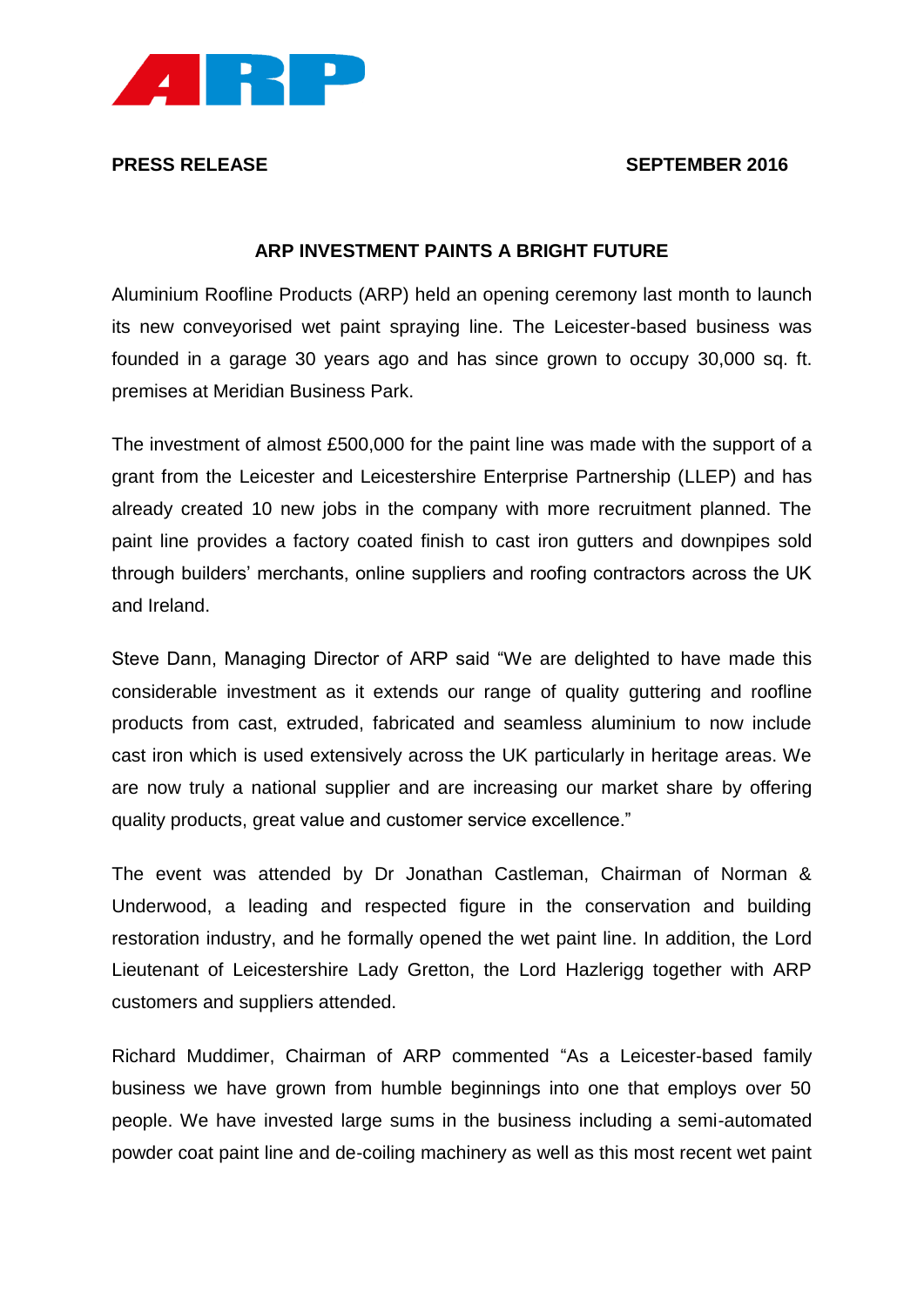ARP

**PRESS RELEASE** **SEPTEMBER 2016**

## ARP INVESTMENT PAINTS A BRIGHT FUTURE

Aluminium Roofline Products (ARP) held an opening ceremony last month to launch its new conveyorised wet paint spraying line. The Leicester-based business was founded in a garage 30 years ago and has since grown to occupy 30,000 sq. ft. premises at Meridian Business Park.

The investment of almost £500,000 for the paint line was made with the support of a grant from the Leicester and Leicestershire Enterprise Partnership (LLEP) and has already created 10 new jobs in the company with more recruitment planned. The paint line provides a factory coated finish to cast iron gutters and downpipes sold through builders' merchants, online suppliers and roofing contractors across the UK and Ireland.

Steve Dann, Managing Director of ARP said "We are delighted to have made this considerable investment as it extends our range of quality guttering and roofline products from cast, extruded, fabricated and seamless aluminium to now include cast iron which is used extensively across the UK particularly in heritage areas. We are now truly a national supplier and are increasing our market share by offering quality products, great value and customer service excellence."

The event was attended by Dr Jonathan Castleman, Chairman of Norman & Underwood, a leading and respected figure in the conservation and building restoration industry, and he formally opened the wet paint line. In addition, the Lord Lieutenant of Leicestershire Lady Gretton, the Lord Hazlerigg together with ARP customers and suppliers attended.

Richard Muddimer, Chairman of ARP commented "As a Leicester-based family business we have grown from humble beginnings into one that employs over 50 people. We have invested large sums in the business including a semi-automated powder coat paint line and de-coiling machinery as well as this most recent wet paint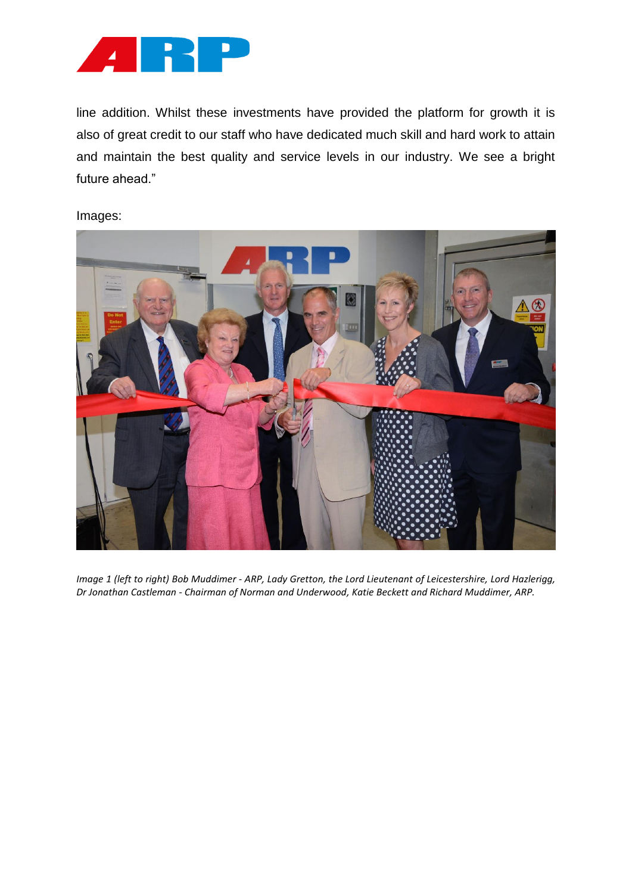line addition. Whilst these investments have provided the platform for growth it is also of great credit to our staff who have dedicated much skill and hard work to attain and maintain the best quality and service levels in our industry. We see a bright future ahead."

Images:

*Image 1 (left to right) Bob Muddimer - ARP, Lady Gretton, the Lord Lieutenant of Leicestershire, Lord Hazlerigg, Dr Jonathan Castleman - Chairman of Norman and Underwood, Katie Beckett and Richard Muddimer, ARP.*